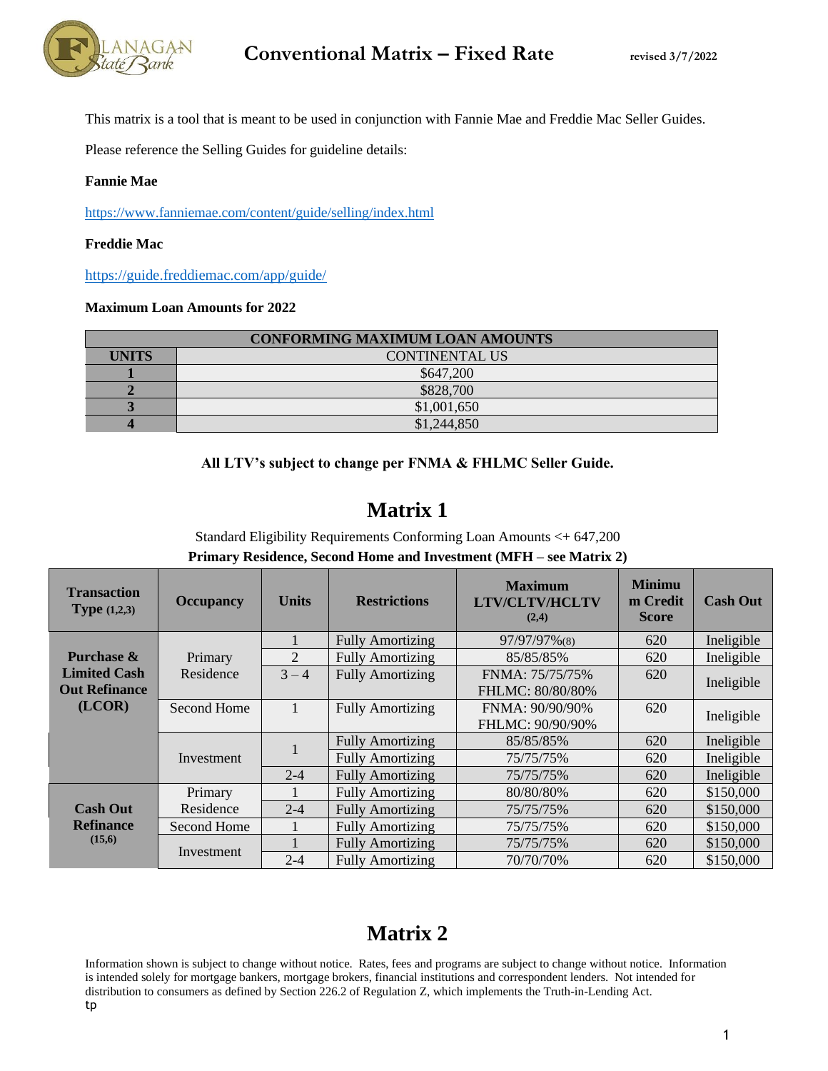# Conventional Matrix – Fixed Rate

revised 3/7/2022

This matrix is a tool that is meant to be used in conjunction with Fannie Mae and Freddie Mac Seller Guides.

Please reference the Selling Guides for guideline details:

**Fannie Mae**

https://www.fanniemae.com/content/guide/selling/index.html

**Freddie Mac**

https://guide.freddiemac.com/app/guide/

**Maximum Loan Amounts for 2022**

| CONFORMING MAXIMUM LOAN AMOUNTS | |
|---|---|
| **UNITS** | CONTINENTAL US |
| **1** | $647,200 |
| **2** | $828,700 |
| **3** | $1,001,650 |
| **4** | $1,244,850 |

**All LTV's subject to change per FNMA & FHLMC Seller Guide.**

## Matrix 1

Standard Eligibility Requirements Conforming Loan Amounts <+ 647,200

**Primary Residence, Second Home and Investment (MFH – see Matrix 2)**

| Transaction Type (1,2,3) | Occupancy | Units | Restrictions | Maximum LTV/CLTV/HCLTV (2,4) | Minimum Credit Score | Cash Out |
|---|---|---|---|---|---|---|
| Purchase & Limited Cash Out Refinance (LCOR) | Primary Residence | 1 | Fully Amortizing | 97/97/97%(8) | 620 | Ineligible |
| | | 2 | Fully Amortizing | 85/85/85% | 620 | Ineligible |
| | | 3 – 4 | Fully Amortizing | FNMA: 75/75/75% FHLMC: 80/80/80% | 620 | Ineligible |
| | Second Home | 1 | Fully Amortizing | FNMA: 90/90/90% FHLMC: 90/90/90% | 620 | Ineligible |
| | Investment | 1 | Fully Amortizing | 85/85/85% | 620 | Ineligible |
| | | | Fully Amortizing | 75/75/75% | 620 | Ineligible |
| | | 2-4 | Fully Amortizing | 75/75/75% | 620 | Ineligible |
| Cash Out Refinance (15,6) | Primary Residence | 1 | Fully Amortizing | 80/80/80% | 620 | $150,000 |
| | | 2-4 | Fully Amortizing | 75/75/75% | 620 | $150,000 |
| | Second Home | 1 | Fully Amortizing | 75/75/75% | 620 | $150,000 |
| | Investment | 1 | Fully Amortizing | 75/75/75% | 620 | $150,000 |
| | | 2-4 | Fully Amortizing | 70/70/70% | 620 | $150,000 |

## Matrix 2

Information shown is subject to change without notice. Rates, fees and programs are subject to change without notice. Information is intended solely for mortgage bankers, mortgage brokers, financial institutions and correspondent lenders. Not intended for distribution to consumers as defined by Section 226.2 of Regulation Z, which implements the Truth-in-Lending Act.

tp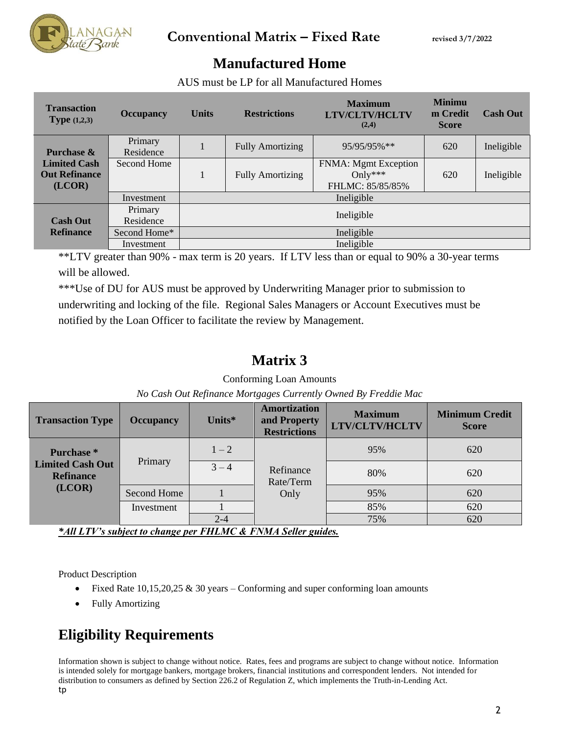## Manufactured Home

AUS must be LP for all Manufactured Homes

| Transaction Type (1,2,3) | Occupancy | Units | Restrictions | Maximum LTV/CLTV/HCLTV (2,4) | Minimum Credit Score | Cash Out |
|---|---|---|---|---|---|---|
| Purchase & Limited Cash Out Refinance (LCOR) | Primary Residence | 1 | Fully Amortizing | 95/95/95%** | 620 | Ineligible |
| | Second Home | 1 | Fully Amortizing | FNMA: Mgmt Exception Only*** FHLMC: 85/85/85% | 620 | Ineligible |
| | Investment | Ineligible | | | | |
| Cash Out Refinance | Primary Residence | Ineligible | | | | |
| | Second Home* | Ineligible | | | | |
| | Investment | Ineligible | | | | |

**LTV greater than 90% - max term is 20 years. If LTV less than or equal to 90% a 30-year terms will be allowed.

***Use of DU for AUS must be approved by Underwriting Manager prior to submission to underwriting and locking of the file. Regional Sales Managers or Account Executives must be notified by the Loan Officer to facilitate the review by Management.

## Matrix 3

Conforming Loan Amounts

*No Cash Out Refinance Mortgages Currently Owned By Freddie Mac*

| Transaction Type | Occupancy | Units* | Amortization and Property Restrictions | Maximum LTV/CLTV/HCLTV | Minimum Credit Score |
|---|---|---|---|---|---|
| Purchase * Limited Cash Out Refinance (LCOR) | Primary | 1 – 2 | Refinance Rate/Term Only | 95% | 620 |
| | | 3 – 4 | | 80% | 620 |
| | Second Home | 1 | | 95% | 620 |
| | Investment | 1 | | 85% | 620 |
| | | 2-4 | | 75% | 620 |

***All LTV's subject to change per FHLMC & FNMA Seller guides.***

Product Description

- Fixed Rate 10,15,20,25 & 30 years – Conforming and super conforming loan amounts
- Fully Amortizing

## Eligibility Requirements

Information shown is subject to change without notice. Rates, fees and programs are subject to change without notice. Information is intended solely for mortgage bankers, mortgage brokers, financial institutions and correspondent lenders. Not intended for distribution to consumers as defined by Section 226.2 of Regulation Z, which implements the Truth-in-Lending Act.
tp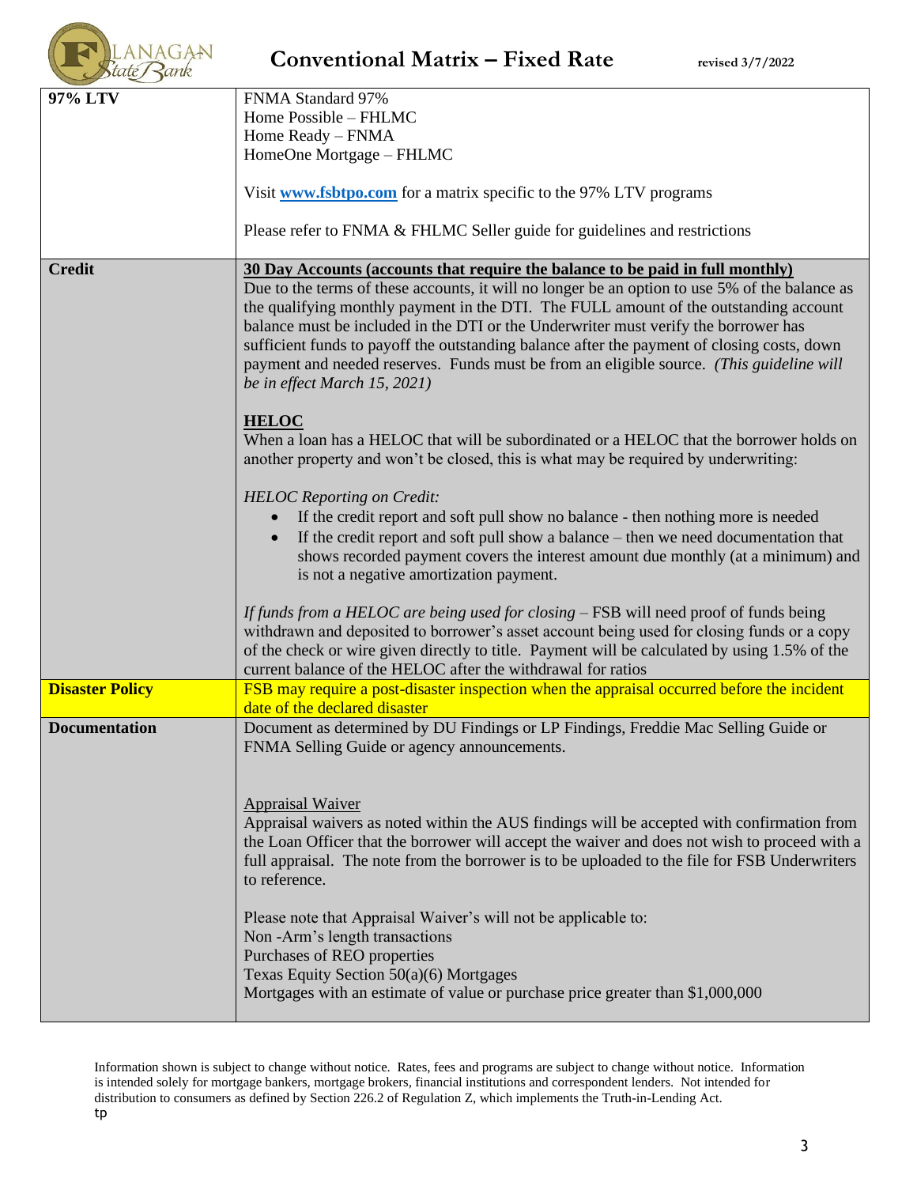# Conventional Matrix – Fixed Rate

revised 3/7/2022

| | |
|---|---|
| **97% LTV** | FNMA Standard 97%<br>Home Possible – FHLMC<br>Home Ready – FNMA<br>HomeOne Mortgage – FHLMC<br><br>Visit **www.fsbtpo.com** for a matrix specific to the 97% LTV programs<br><br>Please refer to FNMA & FHLMC Seller guide for guidelines and restrictions |
| **Credit** | **30 Day Accounts (accounts that require the balance to be paid in full monthly)**<br>Due to the terms of these accounts, it will no longer be an option to use 5% of the balance as the qualifying monthly payment in the DTI. The FULL amount of the outstanding account balance must be included in the DTI or the Underwriter must verify the borrower has sufficient funds to payoff the outstanding balance after the payment of closing costs, down payment and needed reserves. Funds must be from an eligible source. *(This guideline will be in effect March 15, 2021)*<br><br>**HELOC**<br>When a loan has a HELOC that will be subordinated or a HELOC that the borrower holds on another property and won't be closed, this is what may be required by underwriting:<br><br>*HELOC Reporting on Credit:*<br>• If the credit report and soft pull show no balance - then nothing more is needed<br>• If the credit report and soft pull show a balance – then we need documentation that shows recorded payment covers the interest amount due monthly (at a minimum) and is not a negative amortization payment.<br><br>*If funds from a HELOC are being used for closing* – FSB will need proof of funds being withdrawn and deposited to borrower's asset account being used for closing funds or a copy of the check or wire given directly to title. Payment will be calculated by using 1.5% of the current balance of the HELOC after the withdrawal for ratios |
| **Disaster Policy** | FSB may require a post-disaster inspection when the appraisal occurred before the incident date of the declared disaster |
| **Documentation** | Document as determined by DU Findings or LP Findings, Freddie Mac Selling Guide or FNMA Selling Guide or agency announcements.<br><br>Appraisal Waiver<br>Appraisal waivers as noted within the AUS findings will be accepted with confirmation from the Loan Officer that the borrower will accept the waiver and does not wish to proceed with a full appraisal. The note from the borrower is to be uploaded to the file for FSB Underwriters to reference.<br><br>Please note that Appraisal Waiver's will not be applicable to:<br>Non -Arm's length transactions<br>Purchases of REO properties<br>Texas Equity Section 50(a)(6) Mortgages<br>Mortgages with an estimate of value or purchase price greater than $1,000,000 |

Information shown is subject to change without notice. Rates, fees and programs are subject to change without notice. Information is intended solely for mortgage bankers, mortgage brokers, financial institutions and correspondent lenders. Not intended for distribution to consumers as defined by Section 226.2 of Regulation Z, which implements the Truth-in-Lending Act.
tp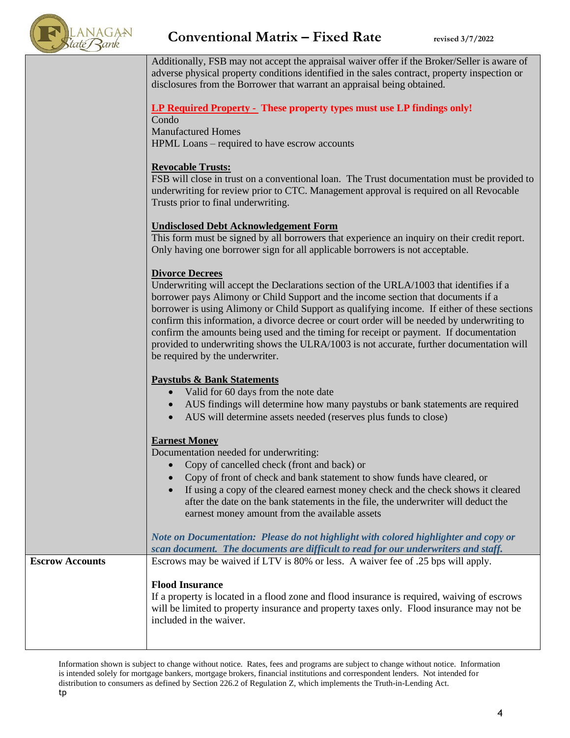| | |
|---|---|
| | Additionally, FSB may not accept the appraisal waiver offer if the Broker/Seller is aware of adverse physical property conditions identified in the sales contract, property inspection or disclosures from the Borrower that warrant an appraisal being obtained.<br><br>**LP Required Property - These property types must use LP findings only!**<br>Condo<br>Manufactured Homes<br>HPML Loans – required to have escrow accounts<br><br>**Revocable Trusts:**<br>FSB will close in trust on a conventional loan. The Trust documentation must be provided to underwriting for review prior to CTC. Management approval is required on all Revocable Trusts prior to final underwriting.<br><br>**Undisclosed Debt Acknowledgement Form**<br>This form must be signed by all borrowers that experience an inquiry on their credit report. Only having one borrower sign for all applicable borrowers is not acceptable.<br><br>**Divorce Decrees**<br>Underwriting will accept the Declarations section of the URLA/1003 that identifies if a borrower pays Alimony or Child Support and the income section that documents if a borrower is using Alimony or Child Support as qualifying income. If either of these sections confirm this information, a divorce decree or court order will be needed by underwriting to confirm the amounts being used and the timing for receipt or payment. If documentation provided to underwriting shows the ULRA/1003 is not accurate, further documentation will be required by the underwriter.<br><br>**Paystubs & Bank Statements**<br>• Valid for 60 days from the note date<br>• AUS findings will determine how many paystubs or bank statements are required<br>• AUS will determine assets needed (reserves plus funds to close)<br><br>**Earnest Money**<br>Documentation needed for underwriting:<br>• Copy of cancelled check (front and back) or<br>• Copy of front of check and bank statement to show funds have cleared, or<br>• If using a copy of the cleared earnest money check and the check shows it cleared after the date on the bank statements in the file, the underwriter will deduct the earnest money amount from the available assets<br><br>***Note on Documentation: Please do not highlight with colored highlighter and copy or scan document. The documents are difficult to read for our underwriters and staff.*** |
| **Escrow Accounts** | Escrows may be waived if LTV is 80% or less. A waiver fee of .25 bps will apply.<br><br>**Flood Insurance**<br>If a property is located in a flood zone and flood insurance is required, waiving of escrows will be limited to property insurance and property taxes only. Flood insurance may not be included in the waiver. |

Information shown is subject to change without notice. Rates, fees and programs are subject to change without notice. Information is intended solely for mortgage bankers, mortgage brokers, financial institutions and correspondent lenders. Not intended for distribution to consumers as defined by Section 226.2 of Regulation Z, which implements the Truth-in-Lending Act.
tp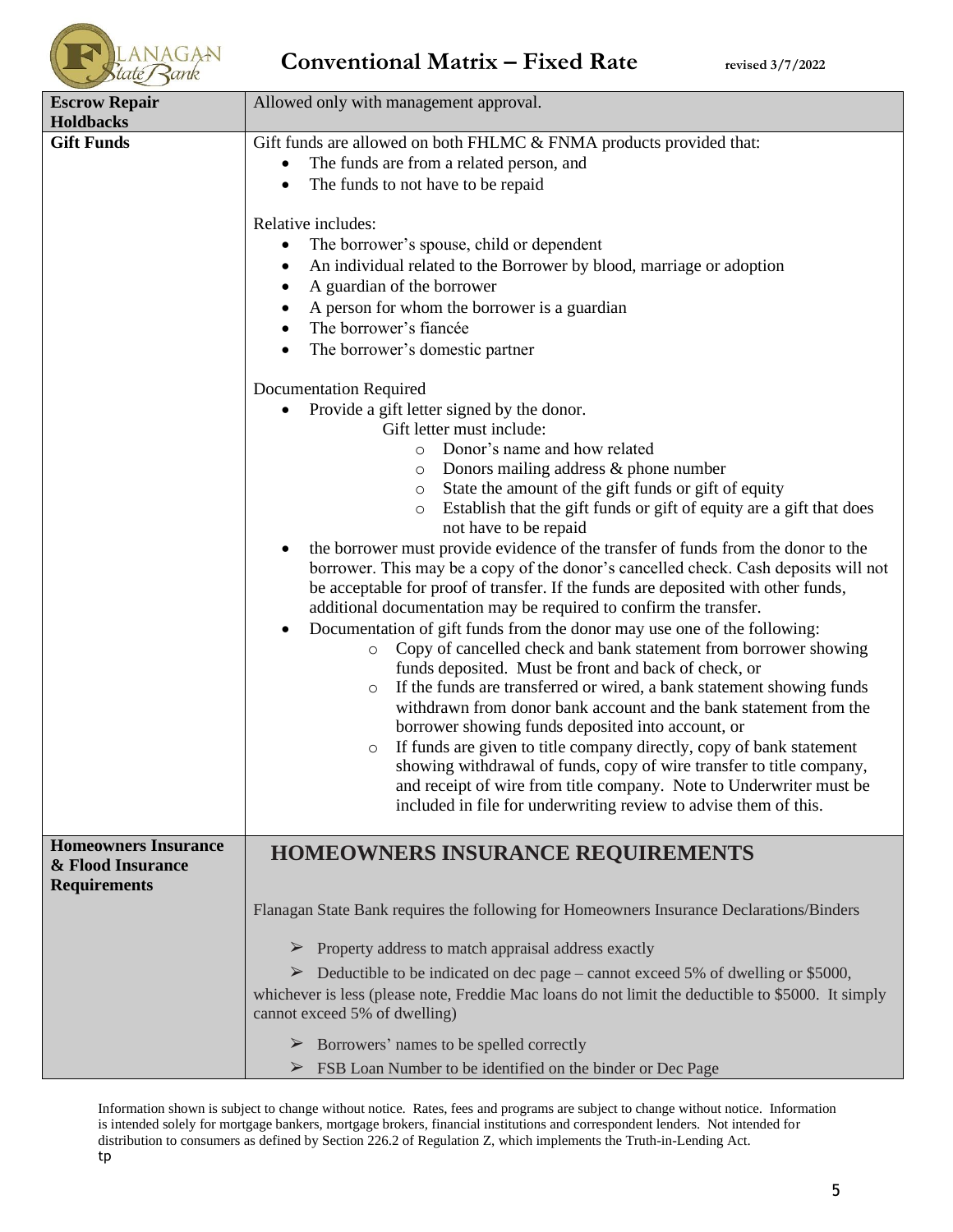| | |
|---|---|
| **Escrow Repair Holdbacks** | Allowed only with management approval. |
| **Gift Funds** | Gift funds are allowed on both FHLMC & FNMA products provided that:<br>• The funds are from a related person, and<br>• The funds to not have to be repaid<br><br>Relative includes:<br>• The borrower's spouse, child or dependent<br>• An individual related to the Borrower by blood, marriage or adoption<br>• A guardian of the borrower<br>• A person for whom the borrower is a guardian<br>• The borrower's fiancée<br>• The borrower's domestic partner<br><br>Documentation Required<br>• Provide a gift letter signed by the donor.<br>Gift letter must include:<br>○ Donor's name and how related<br>○ Donors mailing address & phone number<br>○ State the amount of the gift funds or gift of equity<br>○ Establish that the gift funds or gift of equity are a gift that does not have to be repaid<br>• the borrower must provide evidence of the transfer of funds from the donor to the borrower. This may be a copy of the donor's cancelled check. Cash deposits will not be acceptable for proof of transfer. If the funds are deposited with other funds, additional documentation may be required to confirm the transfer.<br>• Documentation of gift funds from the donor may use one of the following:<br>○ Copy of cancelled check and bank statement from borrower showing funds deposited. Must be front and back of check, or<br>○ If the funds are transferred or wired, a bank statement showing funds withdrawn from donor bank account and the bank statement from the borrower showing funds deposited into account, or<br>○ If funds are given to title company directly, copy of bank statement showing withdrawal of funds, copy of wire transfer to title company, and receipt of wire from title company. Note to Underwriter must be included in file for underwriting review to advise them of this. |
| **Homeowners Insurance & Flood Insurance Requirements** | **HOMEOWNERS INSURANCE REQUIREMENTS**<br><br>Flanagan State Bank requires the following for Homeowners Insurance Declarations/Binders<br><br>➢ Property address to match appraisal address exactly<br>➢ Deductible to be indicated on dec page – cannot exceed 5% of dwelling or $5000, whichever is less (please note, Freddie Mac loans do not limit the deductible to $5000. It simply cannot exceed 5% of dwelling)<br>➢ Borrowers' names to be spelled correctly<br>➢ FSB Loan Number to be identified on the binder or Dec Page |

Information shown is subject to change without notice. Rates, fees and programs are subject to change without notice. Information is intended solely for mortgage bankers, mortgage brokers, financial institutions and correspondent lenders. Not intended for distribution to consumers as defined by Section 226.2 of Regulation Z, which implements the Truth-in-Lending Act.
tp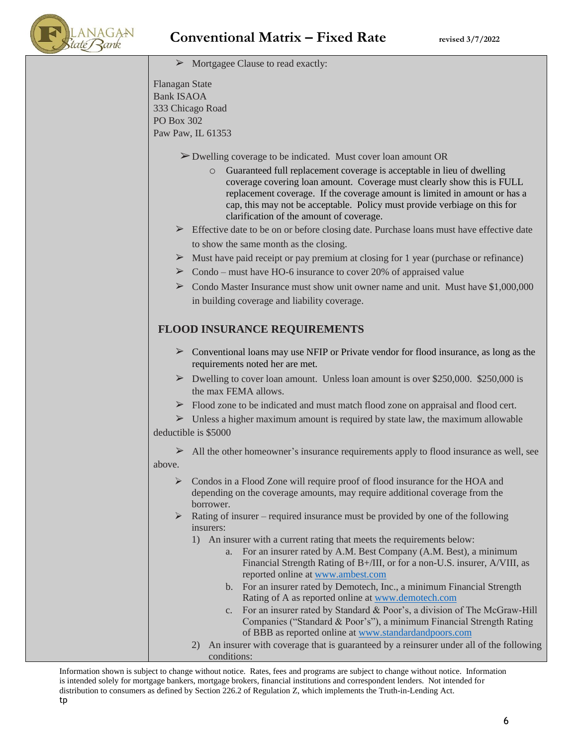- Mortgagee Clause to read exactly:

Flanagan State
Bank ISAOA
333 Chicago Road
PO Box 302
Paw Paw, IL 61353

- Dwelling coverage to be indicated. Must cover loan amount OR
  - Guaranteed full replacement coverage is acceptable in lieu of dwelling coverage covering loan amount. Coverage must clearly show this is FULL replacement coverage. If the coverage amount is limited in amount or has a cap, this may not be acceptable. Policy must provide verbiage on this for clarification of the amount of coverage.
- Effective date to be on or before closing date. Purchase loans must have effective date to show the same month as the closing.
- Must have paid receipt or pay premium at closing for 1 year (purchase or refinance)
- Condo – must have HO-6 insurance to cover 20% of appraised value
- Condo Master Insurance must show unit owner name and unit. Must have $1,000,000 in building coverage and liability coverage.

## FLOOD INSURANCE REQUIREMENTS

- Conventional loans may use NFIP or Private vendor for flood insurance, as long as the requirements noted her are met.
- Dwelling to cover loan amount. Unless loan amount is over $250,000. $250,000 is the max FEMA allows.
- Flood zone to be indicated and must match flood zone on appraisal and flood cert.
- Unless a higher maximum amount is required by state law, the maximum allowable deductible is $5000
- All the other homeowner's insurance requirements apply to flood insurance as well, see above.
- Condos in a Flood Zone will require proof of flood insurance for the HOA and depending on the coverage amounts, may require additional coverage from the borrower.
- Rating of insurer – required insurance must be provided by one of the following insurers:
  1) An insurer with a current rating that meets the requirements below:
     a. For an insurer rated by A.M. Best Company (A.M. Best), a minimum Financial Strength Rating of B+/III, or for a non-U.S. insurer, A/VIII, as reported online at www.ambest.com
     b. For an insurer rated by Demotech, Inc., a minimum Financial Strength Rating of A as reported online at www.demotech.com
     c. For an insurer rated by Standard & Poor's, a division of The McGraw-Hill Companies ("Standard & Poor's"), a minimum Financial Strength Rating of BBB as reported online at www.standardandpoors.com
  2) An insurer with coverage that is guaranteed by a reinsurer under all of the following conditions:

Information shown is subject to change without notice. Rates, fees and programs are subject to change without notice. Information is intended solely for mortgage bankers, mortgage brokers, financial institutions and correspondent lenders. Not intended for distribution to consumers as defined by Section 226.2 of Regulation Z, which implements the Truth-in-Lending Act.
tp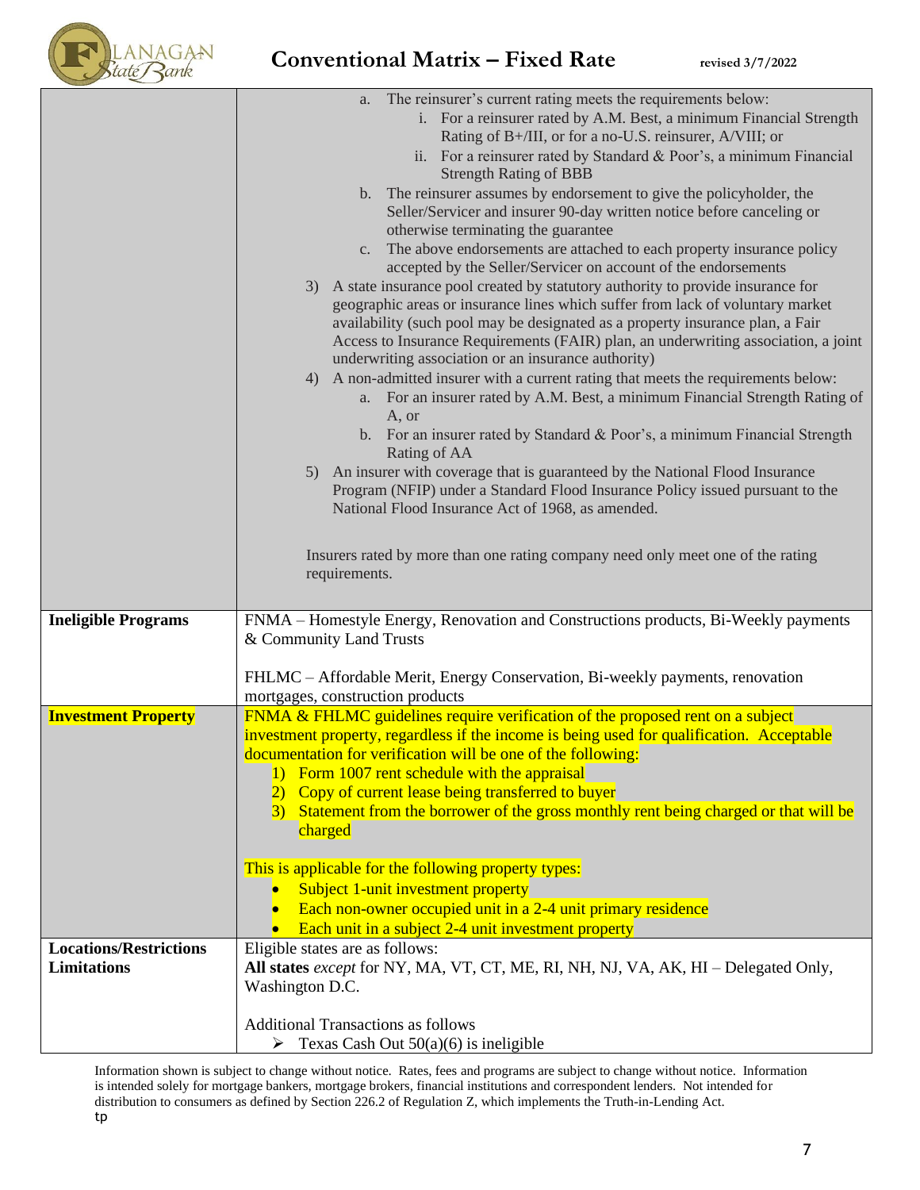| | |
|---|---|
| | a. The reinsurer's current rating meets the requirements below:<br>i. For a reinsurer rated by A.M. Best, a minimum Financial Strength Rating of B+/III, or for a no-U.S. reinsurer, A/VIII; or<br>ii. For a reinsurer rated by Standard & Poor's, a minimum Financial Strength Rating of BBB<br>b. The reinsurer assumes by endorsement to give the policyholder, the Seller/Servicer and insurer 90-day written notice before canceling or otherwise terminating the guarantee<br>c. The above endorsements are attached to each property insurance policy accepted by the Seller/Servicer on account of the endorsements<br>3) A state insurance pool created by statutory authority to provide insurance for geographic areas or insurance lines which suffer from lack of voluntary market availability (such pool may be designated as a property insurance plan, a Fair Access to Insurance Requirements (FAIR) plan, an underwriting association, a joint underwriting association or an insurance authority)<br>4) A non-admitted insurer with a current rating that meets the requirements below:<br>a. For an insurer rated by A.M. Best, a minimum Financial Strength Rating of A, or<br>b. For an insurer rated by Standard & Poor's, a minimum Financial Strength Rating of AA<br>5) An insurer with coverage that is guaranteed by the National Flood Insurance Program (NFIP) under a Standard Flood Insurance Policy issued pursuant to the National Flood Insurance Act of 1968, as amended.<br><br>Insurers rated by more than one rating company need only meet one of the rating requirements. |
| **Ineligible Programs** | FNMA – Homestyle Energy, Renovation and Constructions products, Bi-Weekly payments & Community Land Trusts<br><br>FHLMC – Affordable Merit, Energy Conservation, Bi-weekly payments, renovation mortgages, construction products |
| **Investment Property** | FNMA & FHLMC guidelines require verification of the proposed rent on a subject investment property, regardless if the income is being used for qualification. Acceptable documentation for verification will be one of the following:<br>1) Form 1007 rent schedule with the appraisal<br>2) Copy of current lease being transferred to buyer<br>3) Statement from the borrower of the gross monthly rent being charged or that will be charged<br><br>This is applicable for the following property types:<br>• Subject 1-unit investment property<br>• Each non-owner occupied unit in a 2-4 unit primary residence<br>• Each unit in a subject 2-4 unit investment property |
| **Locations/Restrictions Limitations** | Eligible states are as follows:<br>**All states** *except* for NY, MA, VT, CT, ME, RI, NH, NJ, VA, AK, HI – Delegated Only, Washington D.C.<br><br>Additional Transactions as follows<br>➢ Texas Cash Out 50(a)(6) is ineligible |

Information shown is subject to change without notice. Rates, fees and programs are subject to change without notice. Information is intended solely for mortgage bankers, mortgage brokers, financial institutions and correspondent lenders. Not intended for distribution to consumers as defined by Section 226.2 of Regulation Z, which implements the Truth-in-Lending Act.
tp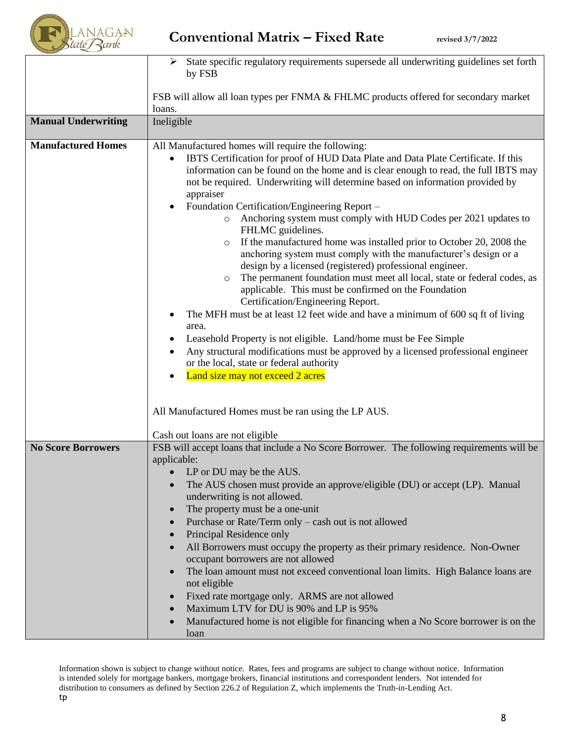| | |
|---|---|
| | ➢ State specific regulatory requirements supersede all underwriting guidelines set forth by FSB<br><br>FSB will allow all loan types per FNMA & FHLMC products offered for secondary market loans. |
| **Manual Underwriting** | Ineligible |
| **Manufactured Homes** | All Manufactured homes will require the following:<br>• IBTS Certification for proof of HUD Data Plate and Data Plate Certificate. If this information can be found on the home and is clear enough to read, the full IBTS may not be required. Underwriting will determine based on information provided by appraiser<br>• Foundation Certification/Engineering Report –<br>&nbsp;&nbsp;&nbsp;&nbsp;○ Anchoring system must comply with HUD Codes per 2021 updates to FHLMC guidelines.<br>&nbsp;&nbsp;&nbsp;&nbsp;○ If the manufactured home was installed prior to October 20, 2008 the anchoring system must comply with the manufacturer's design or a design by a licensed (registered) professional engineer.<br>&nbsp;&nbsp;&nbsp;&nbsp;○ The permanent foundation must meet all local, state or federal codes, as applicable. This must be confirmed on the Foundation Certification/Engineering Report.<br>• The MFH must be at least 12 feet wide and have a minimum of 600 sq ft of living area.<br>• Leasehold Property is not eligible. Land/home must be Fee Simple<br>• Any structural modifications must be approved by a licensed professional engineer or the local, state or federal authority<br>• Land size may not exceed 2 acres<br><br>All Manufactured Homes must be ran using the LP AUS.<br><br>Cash out loans are not eligible |
| **No Score Borrowers** | FSB will accept loans that include a No Score Borrower. The following requirements will be applicable:<br>• LP or DU may be the AUS.<br>• The AUS chosen must provide an approve/eligible (DU) or accept (LP). Manual underwriting is not allowed.<br>• The property must be a one-unit<br>• Purchase or Rate/Term only – cash out is not allowed<br>• Principal Residence only<br>• All Borrowers must occupy the property as their primary residence. Non-Owner occupant borrowers are not allowed<br>• The loan amount must not exceed conventional loan limits. High Balance loans are not eligible<br>• Fixed rate mortgage only. ARMS are not allowed<br>• Maximum LTV for DU is 90% and LP is 95%<br>• Manufactured home is not eligible for financing when a No Score borrower is on the loan |

Information shown is subject to change without notice. Rates, fees and programs are subject to change without notice. Information is intended solely for mortgage bankers, mortgage brokers, financial institutions and correspondent lenders. Not intended for distribution to consumers as defined by Section 226.2 of Regulation Z, which implements the Truth-in-Lending Act.
tp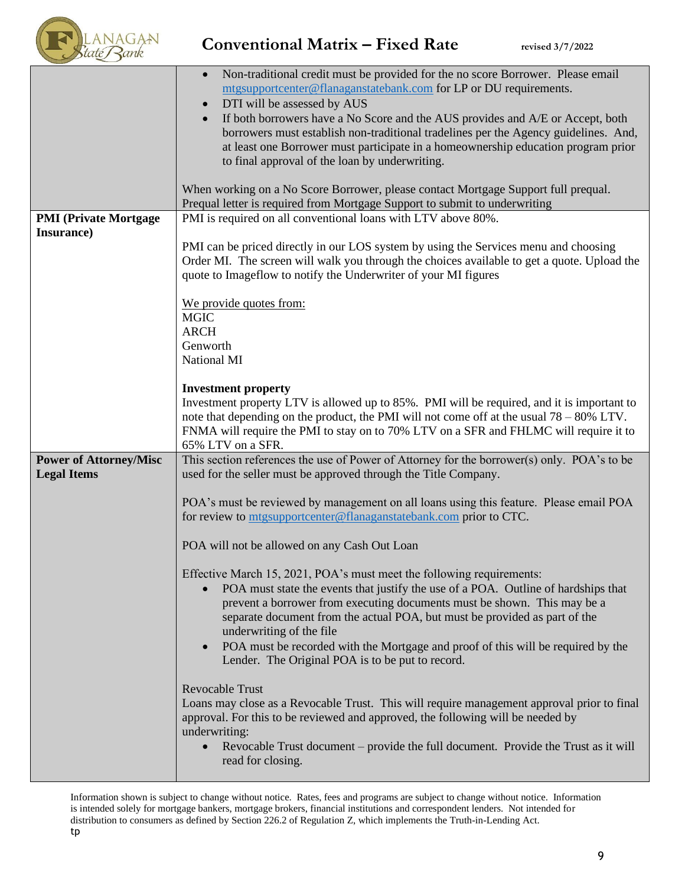| | |
|---|---|
| | • Non-traditional credit must be provided for the no score Borrower. Please email mtgsupportcenter@flanaganstatebank.com for LP or DU requirements.<br>• DTI will be assessed by AUS<br>• If both borrowers have a No Score and the AUS provides and A/E or Accept, both borrowers must establish non-traditional tradelines per the Agency guidelines. And, at least one Borrower must participate in a homeownership education program prior to final approval of the loan by underwriting.<br><br>When working on a No Score Borrower, please contact Mortgage Support full prequal. Prequal letter is required from Mortgage Support to submit to underwriting |
| **PMI (Private Mortgage Insurance)** | PMI is required on all conventional loans with LTV above 80%.<br><br>PMI can be priced directly in our LOS system by using the Services menu and choosing Order MI. The screen will walk you through the choices available to get a quote. Upload the quote to Imageflow to notify the Underwriter of your MI figures<br><br>We provide quotes from:<br>MGIC<br>ARCH<br>Genworth<br>National MI<br><br>**Investment property**<br>Investment property LTV is allowed up to 85%. PMI will be required, and it is important to note that depending on the product, the PMI will not come off at the usual 78 – 80% LTV. FNMA will require the PMI to stay on to 70% LTV on a SFR and FHLMC will require it to 65% LTV on a SFR. |
| **Power of Attorney/Misc Legal Items** | This section references the use of Power of Attorney for the borrower(s) only. POA's to be used for the seller must be approved through the Title Company.<br><br>POA's must be reviewed by management on all loans using this feature. Please email POA for review to mtgsupportcenter@flanaganstatebank.com prior to CTC.<br><br>POA will not be allowed on any Cash Out Loan<br><br>Effective March 15, 2021, POA's must meet the following requirements:<br>• POA must state the events that justify the use of a POA. Outline of hardships that prevent a borrower from executing documents must be shown. This may be a separate document from the actual POA, but must be provided as part of the underwriting of the file<br>• POA must be recorded with the Mortgage and proof of this will be required by the Lender. The Original POA is to be put to record.<br><br>Revocable Trust<br>Loans may close as a Revocable Trust. This will require management approval prior to final approval. For this to be reviewed and approved, the following will be needed by underwriting:<br>• Revocable Trust document – provide the full document. Provide the Trust as it will read for closing. |

Information shown is subject to change without notice. Rates, fees and programs are subject to change without notice. Information is intended solely for mortgage bankers, mortgage brokers, financial institutions and correspondent lenders. Not intended for distribution to consumers as defined by Section 226.2 of Regulation Z, which implements the Truth-in-Lending Act.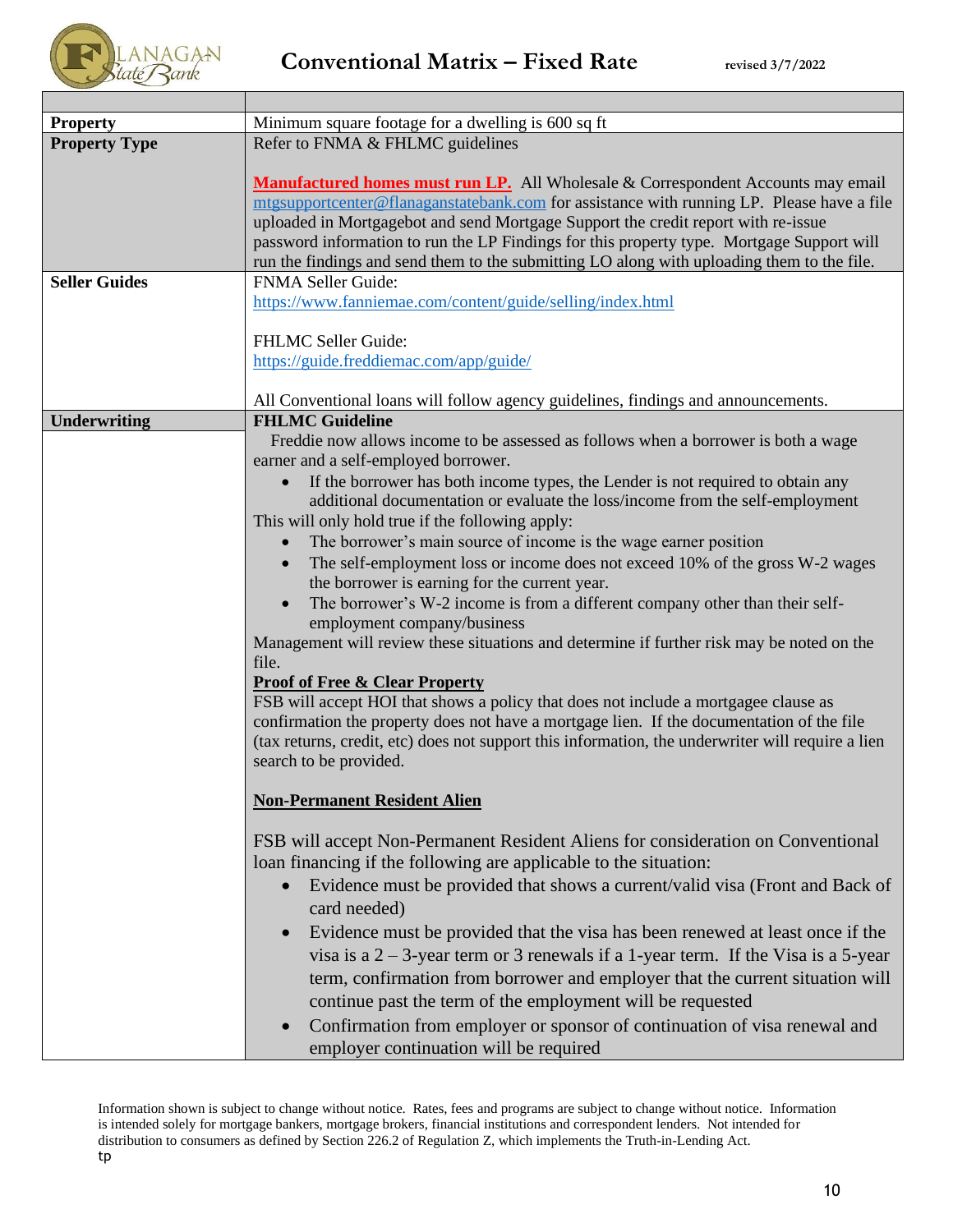# Conventional Matrix – Fixed Rate

revised 3/7/2022

| | |
|---|---|
| **Property** | Minimum square footage for a dwelling is 600 sq ft |
| **Property Type** | Refer to FNMA & FHLMC guidelines<br><br>**Manufactured homes must run LP.** All Wholesale & Correspondent Accounts may email mtgsupportcenter@flanaganstatebank.com for assistance with running LP. Please have a file uploaded in Mortgagebot and send Mortgage Support the credit report with re-issue password information to run the LP Findings for this property type. Mortgage Support will run the findings and send them to the submitting LO along with uploading them to the file. |
| **Seller Guides** | FNMA Seller Guide:<br>https://www.fanniemae.com/content/guide/selling/index.html<br><br>FHLMC Seller Guide:<br>https://guide.freddiemac.com/app/guide/<br><br>All Conventional loans will follow agency guidelines, findings and announcements. |
| **Underwriting** | **FHLMC Guideline**<br>Freddie now allows income to be assessed as follows when a borrower is both a wage earner and a self-employed borrower.<br>• If the borrower has both income types, the Lender is not required to obtain any additional documentation or evaluate the loss/income from the self-employment<br>This will only hold true if the following apply:<br>• The borrower's main source of income is the wage earner position<br>• The self-employment loss or income does not exceed 10% of the gross W-2 wages the borrower is earning for the current year.<br>• The borrower's W-2 income is from a different company other than their self-employment company/business<br>Management will review these situations and determine if further risk may be noted on the file.<br>**Proof of Free & Clear Property**<br>FSB will accept HOI that shows a policy that does not include a mortgagee clause as confirmation the property does not have a mortgage lien. If the documentation of the file (tax returns, credit, etc) does not support this information, the underwriter will require a lien search to be provided.<br><br>**Non-Permanent Resident Alien**<br><br>FSB will accept Non-Permanent Resident Aliens for consideration on Conventional loan financing if the following are applicable to the situation:<br>• Evidence must be provided that shows a current/valid visa (Front and Back of card needed)<br>• Evidence must be provided that the visa has been renewed at least once if the visa is a 2 – 3-year term or 3 renewals if a 1-year term. If the Visa is a 5-year term, confirmation from borrower and employer that the current situation will continue past the term of the employment will be requested<br>• Confirmation from employer or sponsor of continuation of visa renewal and employer continuation will be required |

Information shown is subject to change without notice. Rates, fees and programs are subject to change without notice. Information is intended solely for mortgage bankers, mortgage brokers, financial institutions and correspondent lenders. Not intended for distribution to consumers as defined by Section 226.2 of Regulation Z, which implements the Truth-in-Lending Act.
tp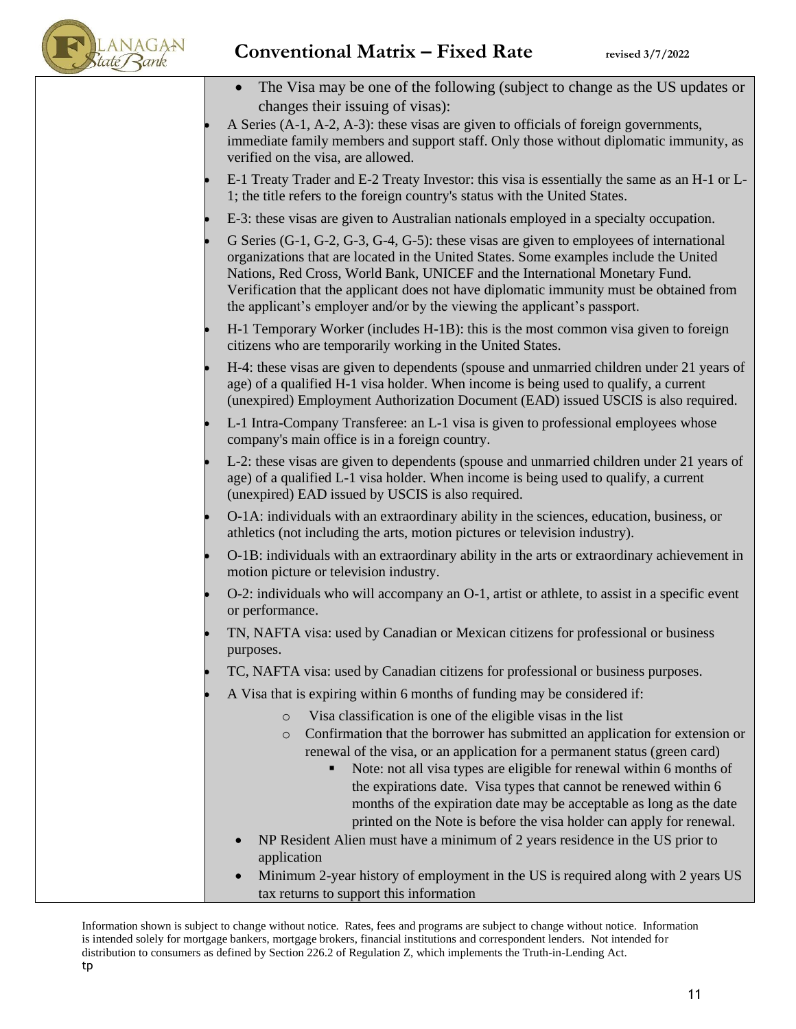| | |
|---|---|
| | • The Visa may be one of the following (subject to change as the US updates or changes their issuing of visas):<br>• A Series (A-1, A-2, A-3): these visas are given to officials of foreign governments, immediate family members and support staff. Only those without diplomatic immunity, as verified on the visa, are allowed.<br>• E-1 Treaty Trader and E-2 Treaty Investor: this visa is essentially the same as an H-1 or L-1; the title refers to the foreign country's status with the United States.<br>• E-3: these visas are given to Australian nationals employed in a specialty occupation.<br>• G Series (G-1, G-2, G-3, G-4, G-5): these visas are given to employees of international organizations that are located in the United States. Some examples include the United Nations, Red Cross, World Bank, UNICEF and the International Monetary Fund. Verification that the applicant does not have diplomatic immunity must be obtained from the applicant's employer and/or by the viewing the applicant's passport.<br>• H-1 Temporary Worker (includes H-1B): this is the most common visa given to foreign citizens who are temporarily working in the United States.<br>• H-4: these visas are given to dependents (spouse and unmarried children under 21 years of age) of a qualified H-1 visa holder. When income is being used to qualify, a current (unexpired) Employment Authorization Document (EAD) issued USCIS is also required.<br>• L-1 Intra-Company Transferee: an L-1 visa is given to professional employees whose company's main office is in a foreign country.<br>• L-2: these visas are given to dependents (spouse and unmarried children under 21 years of age) of a qualified L-1 visa holder. When income is being used to qualify, a current (unexpired) EAD issued by USCIS is also required.<br>• O-1A: individuals with an extraordinary ability in the sciences, education, business, or athletics (not including the arts, motion pictures or television industry).<br>• O-1B: individuals with an extraordinary ability in the arts or extraordinary achievement in motion picture or television industry.<br>• O-2: individuals who will accompany an O-1, artist or athlete, to assist in a specific event or performance.<br>• TN, NAFTA visa: used by Canadian or Mexican citizens for professional or business purposes.<br>• TC, NAFTA visa: used by Canadian citizens for professional or business purposes.<br>• A Visa that is expiring within 6 months of funding may be considered if:<br>&nbsp;&nbsp;&nbsp;&nbsp;o Visa classification is one of the eligible visas in the list<br>&nbsp;&nbsp;&nbsp;&nbsp;o Confirmation that the borrower has submitted an application for extension or renewal of the visa, or an application for a permanent status (green card)<br>&nbsp;&nbsp;&nbsp;&nbsp;&nbsp;&nbsp;&nbsp;&nbsp;▪ Note: not all visa types are eligible for renewal within 6 months of the expirations date. Visa types that cannot be renewed within 6 months of the expiration date may be acceptable as long as the date printed on the Note is before the visa holder can apply for renewal.<br>• NP Resident Alien must have a minimum of 2 years residence in the US prior to application<br>• Minimum 2-year history of employment in the US is required along with 2 years US tax returns to support this information |

Information shown is subject to change without notice. Rates, fees and programs are subject to change without notice. Information is intended solely for mortgage bankers, mortgage brokers, financial institutions and correspondent lenders. Not intended for distribution to consumers as defined by Section 226.2 of Regulation Z, which implements the Truth-in-Lending Act.
tp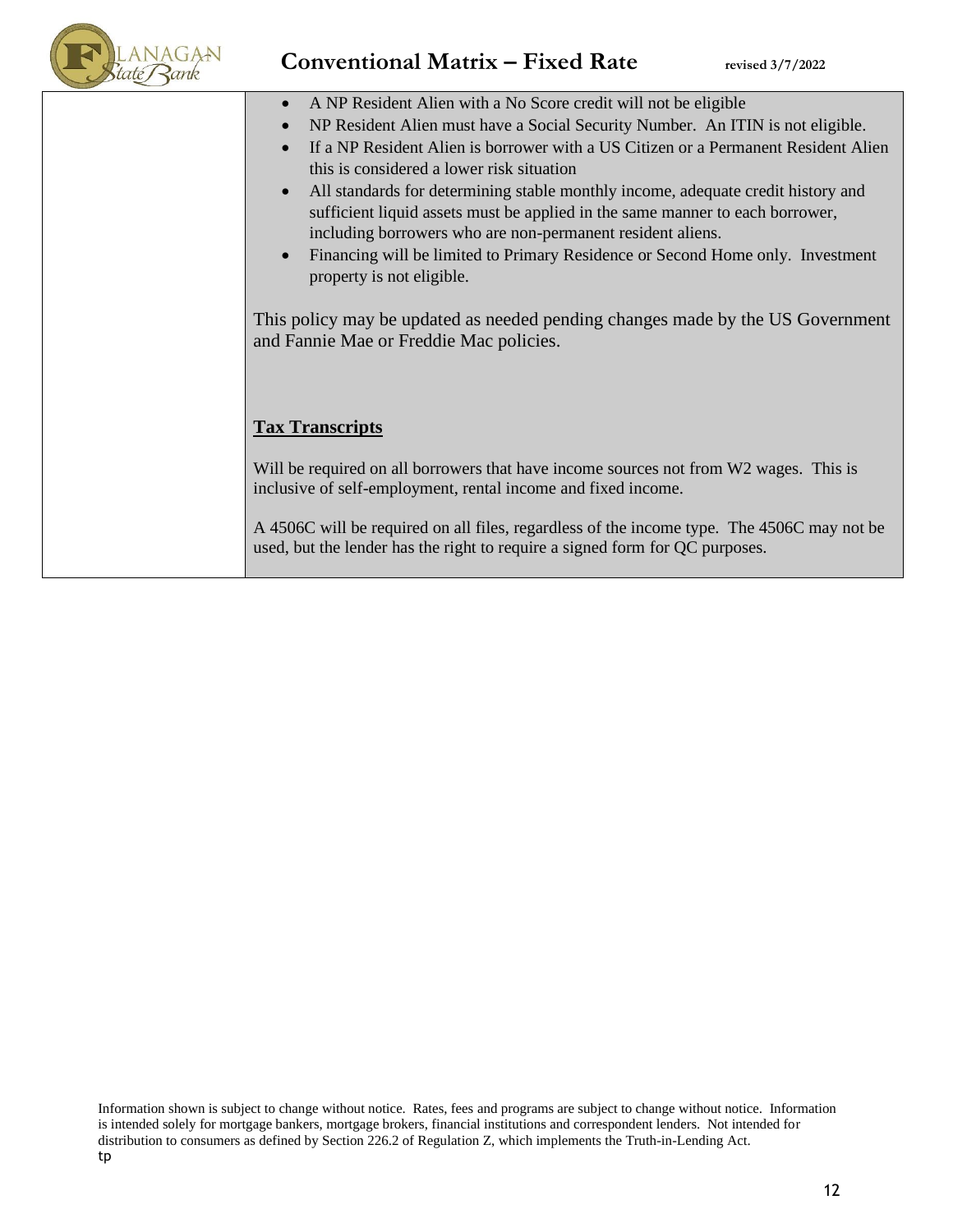| | |
|---|---|
| | • A NP Resident Alien with a No Score credit will not be eligible<br>• NP Resident Alien must have a Social Security Number. An ITIN is not eligible.<br>• If a NP Resident Alien is borrower with a US Citizen or a Permanent Resident Alien this is considered a lower risk situation<br>• All standards for determining stable monthly income, adequate credit history and sufficient liquid assets must be applied in the same manner to each borrower, including borrowers who are non-permanent resident aliens.<br>• Financing will be limited to Primary Residence or Second Home only. Investment property is not eligible.<br><br>This policy may be updated as needed pending changes made by the US Government and Fannie Mae or Freddie Mac policies.<br><br>**Tax Transcripts**<br><br>Will be required on all borrowers that have income sources not from W2 wages. This is inclusive of self-employment, rental income and fixed income.<br><br>A 4506C will be required on all files, regardless of the income type. The 4506C may not be used, but the lender has the right to require a signed form for QC purposes. |

Information shown is subject to change without notice. Rates, fees and programs are subject to change without notice. Information is intended solely for mortgage bankers, mortgage brokers, financial institutions and correspondent lenders. Not intended for distribution to consumers as defined by Section 226.2 of Regulation Z, which implements the Truth-in-Lending Act.
tp